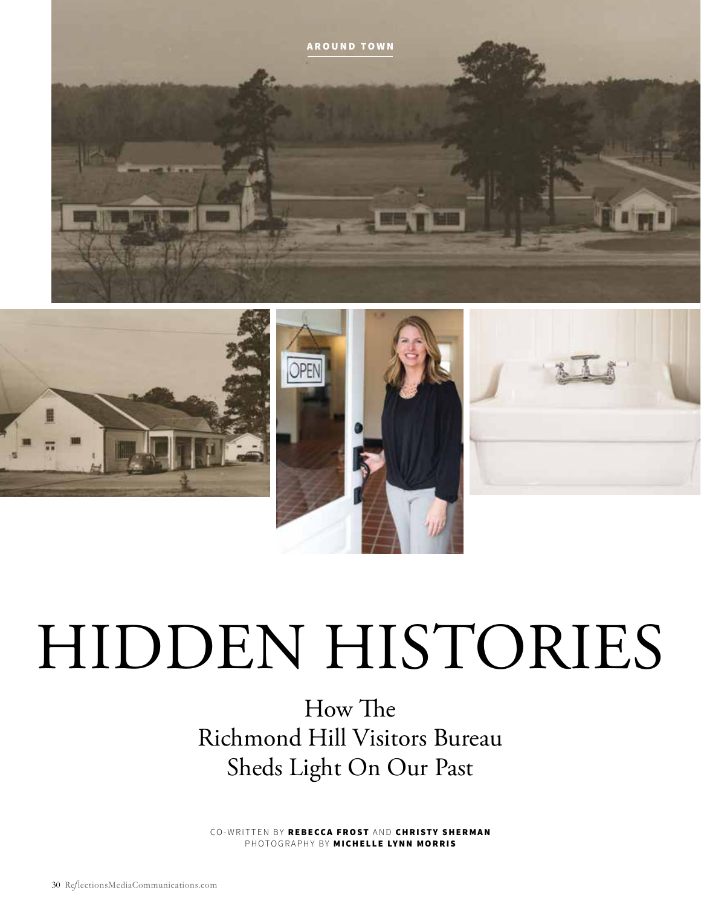AROUND TOWN

# HIDDEN HISTORIES

## How The Richmond Hill Visitors Bureau Sheds Light On Our Past

CO-WRITTEN BY **REBECCA FROST** AND **CHRISTY SHERMAN**
PHOTOGRAPHY BY **MICHELLE LYNN MORRIS**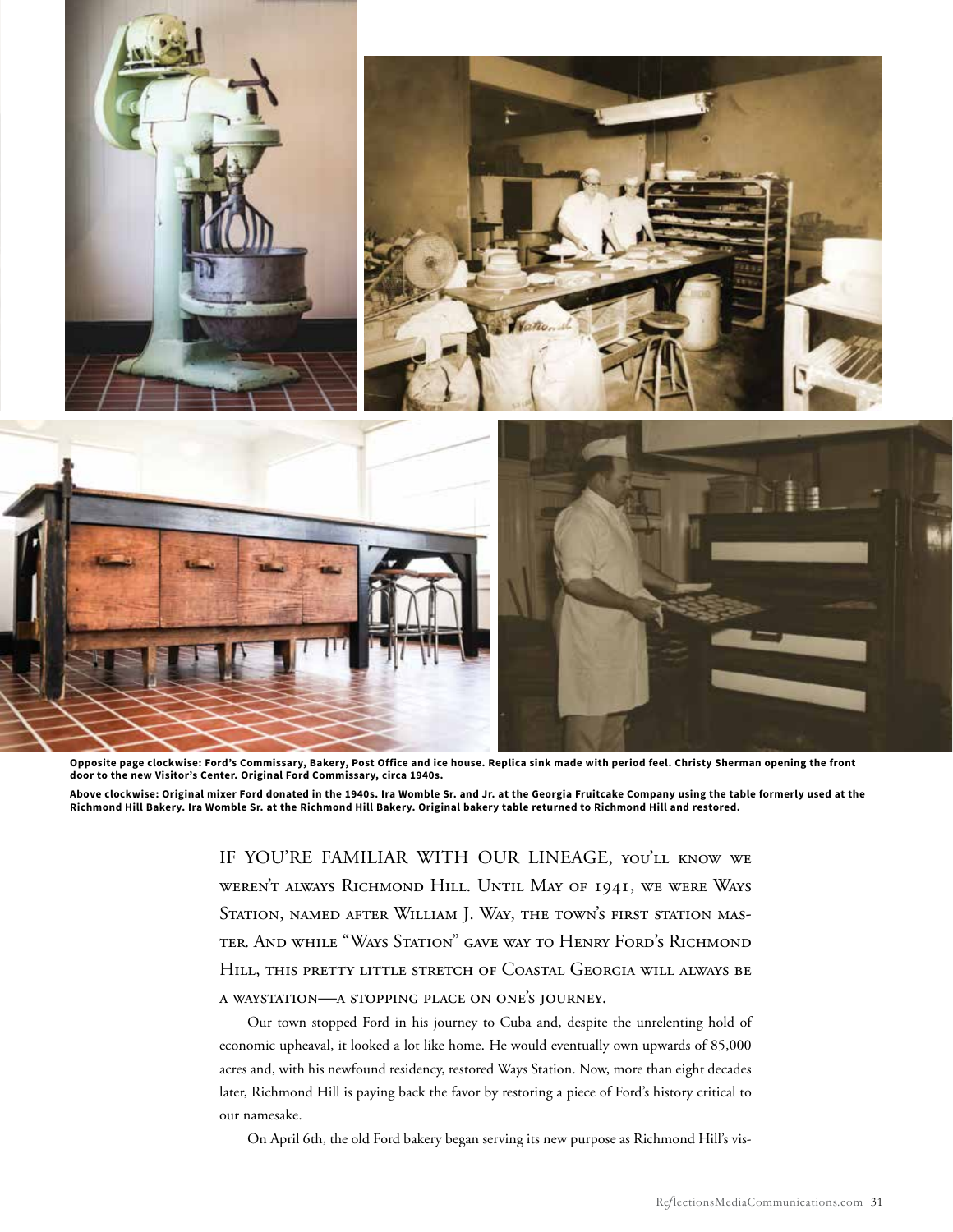**Opposite page clockwise: Ford's Commissary, Bakery, Post Office and ice house. Replica sink made with period feel. Christy Sherman opening the front door to the new Visitor's Center. Original Ford Commissary, circa 1940s.**

**Above clockwise: Original mixer Ford donated in the 1940s. Ira Womble Sr. and Jr. at the Georgia Fruitcake Company using the table formerly used at the Richmond Hill Bakery. Ira Womble Sr. at the Richmond Hill Bakery. Original bakery table returned to Richmond Hill and restored.**

IF YOU'RE FAMILIAR WITH OUR LINEAGE, YOU'LL KNOW WE WEREN'T ALWAYS RICHMOND HILL. UNTIL MAY OF 1941, WE WERE WAYS STATION, NAMED AFTER WILLIAM J. WAY, THE TOWN'S FIRST STATION MASTER. AND WHILE "WAYS STATION" GAVE WAY TO HENRY FORD'S RICHMOND HILL, THIS PRETTY LITTLE STRETCH OF COASTAL GEORGIA WILL ALWAYS BE A WAYSTATION—A STOPPING PLACE ON ONE'S JOURNEY.

Our town stopped Ford in his journey to Cuba and, despite the unrelenting hold of economic upheaval, it looked a lot like home. He would eventually own upwards of 85,000 acres and, with his newfound residency, restored Ways Station. Now, more than eight decades later, Richmond Hill is paying back the favor by restoring a piece of Ford's history critical to our namesake.

On April 6th, the old Ford bakery began serving its new purpose as Richmond Hill's vis-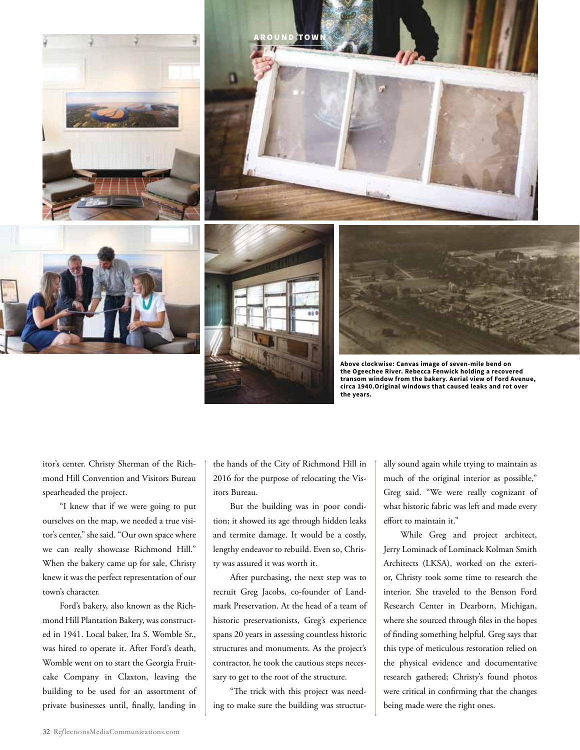**Above clockwise: Canvas image of seven-mile bend on the Ogeechee River. Rebecca Fenwick holding a recovered transom window from the bakery. Aerial view of Ford Avenue, circa 1940.Original windows that caused leaks and rot over the years.**

itor's center. Christy Sherman of the Richmond Hill Convention and Visitors Bureau spearheaded the project.

"I knew that if we were going to put ourselves on the map, we needed a true visitor's center," she said. "Our own space where we can really showcase Richmond Hill." When the bakery came up for sale, Christy knew it was the perfect representation of our town's character.

Ford's bakery, also known as the Richmond Hill Plantation Bakery, was constructed in 1941. Local baker, Ira S. Womble Sr., was hired to operate it. After Ford's death, Womble went on to start the Georgia Fruitcake Company in Claxton, leaving the building to be used for an assortment of private businesses until, finally, landing in the hands of the City of Richmond Hill in 2016 for the purpose of relocating the Visitors Bureau.

But the building was in poor condition; it showed its age through hidden leaks and termite damage. It would be a costly, lengthy endeavor to rebuild. Even so, Christy was assured it was worth it.

After purchasing, the next step was to recruit Greg Jacobs, co-founder of Landmark Preservation. At the head of a team of historic preservationists, Greg's experience spans 20 years in assessing countless historic structures and monuments. As the project's contractor, he took the cautious steps necessary to get to the root of the structure.

"The trick with this project was needing to make sure the building was structurally sound again while trying to maintain as much of the original interior as possible," Greg said. "We were really cognizant of what historic fabric was left and made every effort to maintain it."

While Greg and project architect, Jerry Lominack of Lominack Kolman Smith Architects (LKSA), worked on the exterior, Christy took some time to research the interior. She traveled to the Benson Ford Research Center in Dearborn, Michigan, where she sourced through files in the hopes of finding something helpful. Greg says that this type of meticulous restoration relied on the physical evidence and documentative research gathered; Christy's found photos were critical in confirming that the changes being made were the right ones.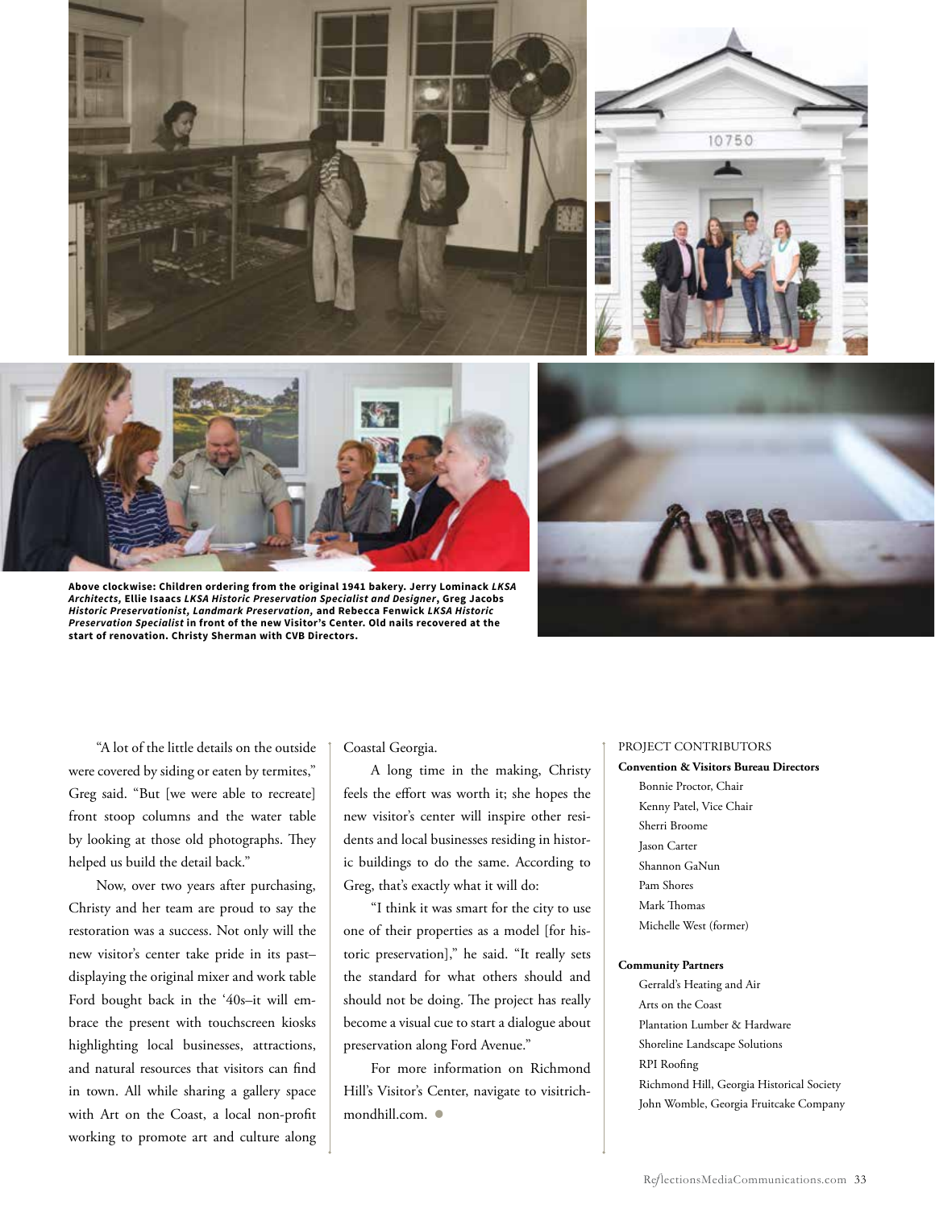**Above clockwise: Children ordering from the original 1941 bakery. Jerry Lominack *LKSA Architects*, Ellie Isaacs *LKSA Historic Preservation Specialist and Designer*, Greg Jacobs *Historic Preservationist, Landmark Preservation,* and Rebecca Fenwick *LKSA Historic Preservation Specialist* in front of the new Visitor's Center. Old nails recovered at the start of renovation. Christy Sherman with CVB Directors.**

"A lot of the little details on the outside were covered by siding or eaten by termites," Greg said. "But [we were able to recreate] front stoop columns and the water table by looking at those old photographs. They helped us build the detail back."

Now, over two years after purchasing, Christy and her team are proud to say the restoration was a success. Not only will the new visitor's center take pride in its past–displaying the original mixer and work table Ford bought back in the '40s–it will embrace the present with touchscreen kiosks highlighting local businesses, attractions, and natural resources that visitors can find in town. All while sharing a gallery space with Art on the Coast, a local non-profit working to promote art and culture along Coastal Georgia.

A long time in the making, Christy feels the effort was worth it; she hopes the new visitor's center will inspire other residents and local businesses residing in historic buildings to do the same. According to Greg, that's exactly what it will do:

"I think it was smart for the city to use one of their properties as a model [for historic preservation]," he said. "It really sets the standard for what others should and should not be doing. The project has really become a visual cue to start a dialogue about preservation along Ford Avenue."

For more information on Richmond Hill's Visitor's Center, navigate to visitrichmondhill.com.

PROJECT CONTRIBUTORS

**Convention & Visitors Bureau Directors**

- Bonnie Proctor, Chair
- Kenny Patel, Vice Chair
- Sherri Broome
- Jason Carter
- Shannon GaNun
- Pam Shores
- Mark Thomas
- Michelle West (former)

**Community Partners**

- Gerrald's Heating and Air
- Arts on the Coast
- Plantation Lumber & Hardware
- Shoreline Landscape Solutions
- RPI Roofing
- Richmond Hill, Georgia Historical Society
- John Womble, Georgia Fruitcake Company